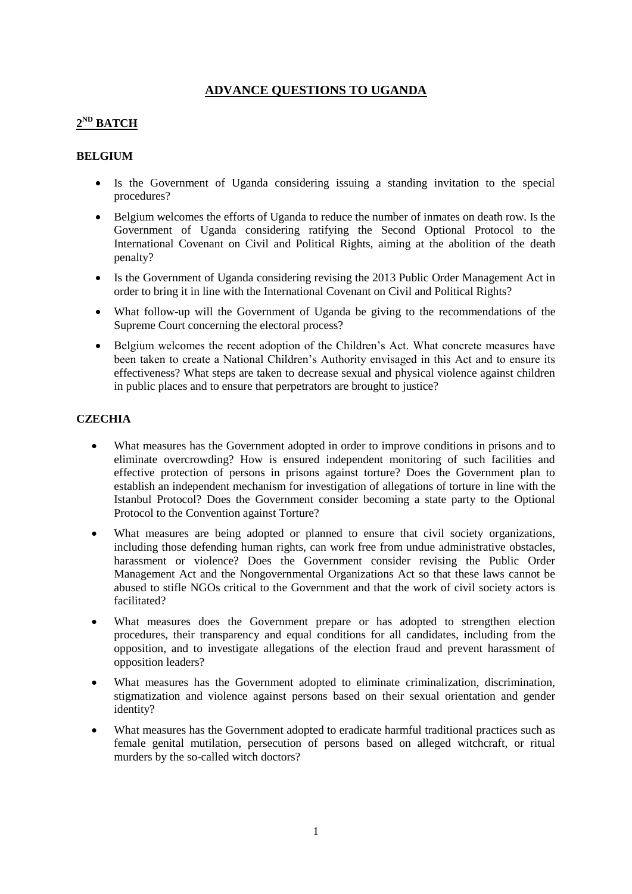# ADVANCE QUESTIONS TO UGANDA

## 2ND BATCH

### BELGIUM

- Is the Government of Uganda considering issuing a standing invitation to the special procedures?
- Belgium welcomes the efforts of Uganda to reduce the number of inmates on death row. Is the Government of Uganda considering ratifying the Second Optional Protocol to the International Covenant on Civil and Political Rights, aiming at the abolition of the death penalty?
- Is the Government of Uganda considering revising the 2013 Public Order Management Act in order to bring it in line with the International Covenant on Civil and Political Rights?
- What follow-up will the Government of Uganda be giving to the recommendations of the Supreme Court concerning the electoral process?
- Belgium welcomes the recent adoption of the Children's Act. What concrete measures have been taken to create a National Children's Authority envisaged in this Act and to ensure its effectiveness? What steps are taken to decrease sexual and physical violence against children in public places and to ensure that perpetrators are brought to justice?

### CZECHIA

- What measures has the Government adopted in order to improve conditions in prisons and to eliminate overcrowding? How is ensured independent monitoring of such facilities and effective protection of persons in prisons against torture? Does the Government plan to establish an independent mechanism for investigation of allegations of torture in line with the Istanbul Protocol? Does the Government consider becoming a state party to the Optional Protocol to the Convention against Torture?
- What measures are being adopted or planned to ensure that civil society organizations, including those defending human rights, can work free from undue administrative obstacles, harassment or violence? Does the Government consider revising the Public Order Management Act and the Nongovernmental Organizations Act so that these laws cannot be abused to stifle NGOs critical to the Government and that the work of civil society actors is facilitated?
- What measures does the Government prepare or has adopted to strengthen election procedures, their transparency and equal conditions for all candidates, including from the opposition, and to investigate allegations of the election fraud and prevent harassment of opposition leaders?
- What measures has the Government adopted to eliminate criminalization, discrimination, stigmatization and violence against persons based on their sexual orientation and gender identity?
- What measures has the Government adopted to eradicate harmful traditional practices such as female genital mutilation, persecution of persons based on alleged witchcraft, or ritual murders by the so-called witch doctors?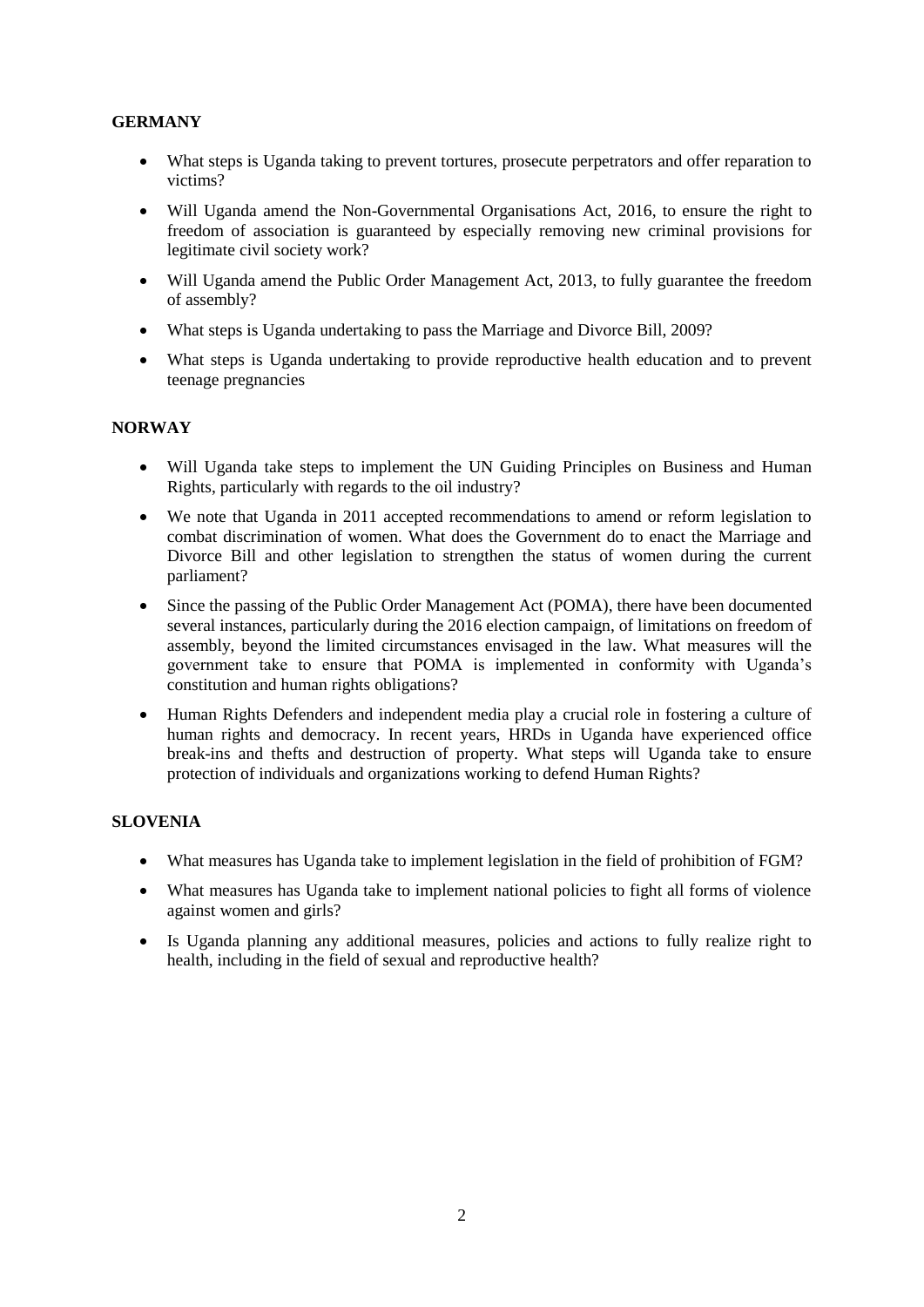**GERMANY**

- What steps is Uganda taking to prevent tortures, prosecute perpetrators and offer reparation to victims?
- Will Uganda amend the Non-Governmental Organisations Act, 2016, to ensure the right to freedom of association is guaranteed by especially removing new criminal provisions for legitimate civil society work?
- Will Uganda amend the Public Order Management Act, 2013, to fully guarantee the freedom of assembly?
- What steps is Uganda undertaking to pass the Marriage and Divorce Bill, 2009?
- What steps is Uganda undertaking to provide reproductive health education and to prevent teenage pregnancies

**NORWAY**

- Will Uganda take steps to implement the UN Guiding Principles on Business and Human Rights, particularly with regards to the oil industry?
- We note that Uganda in 2011 accepted recommendations to amend or reform legislation to combat discrimination of women. What does the Government do to enact the Marriage and Divorce Bill and other legislation to strengthen the status of women during the current parliament?
- Since the passing of the Public Order Management Act (POMA), there have been documented several instances, particularly during the 2016 election campaign, of limitations on freedom of assembly, beyond the limited circumstances envisaged in the law. What measures will the government take to ensure that POMA is implemented in conformity with Uganda's constitution and human rights obligations?
- Human Rights Defenders and independent media play a crucial role in fostering a culture of human rights and democracy. In recent years, HRDs in Uganda have experienced office break-ins and thefts and destruction of property. What steps will Uganda take to ensure protection of individuals and organizations working to defend Human Rights?

**SLOVENIA**

- What measures has Uganda take to implement legislation in the field of prohibition of FGM?
- What measures has Uganda take to implement national policies to fight all forms of violence against women and girls?
- Is Uganda planning any additional measures, policies and actions to fully realize right to health, including in the field of sexual and reproductive health?